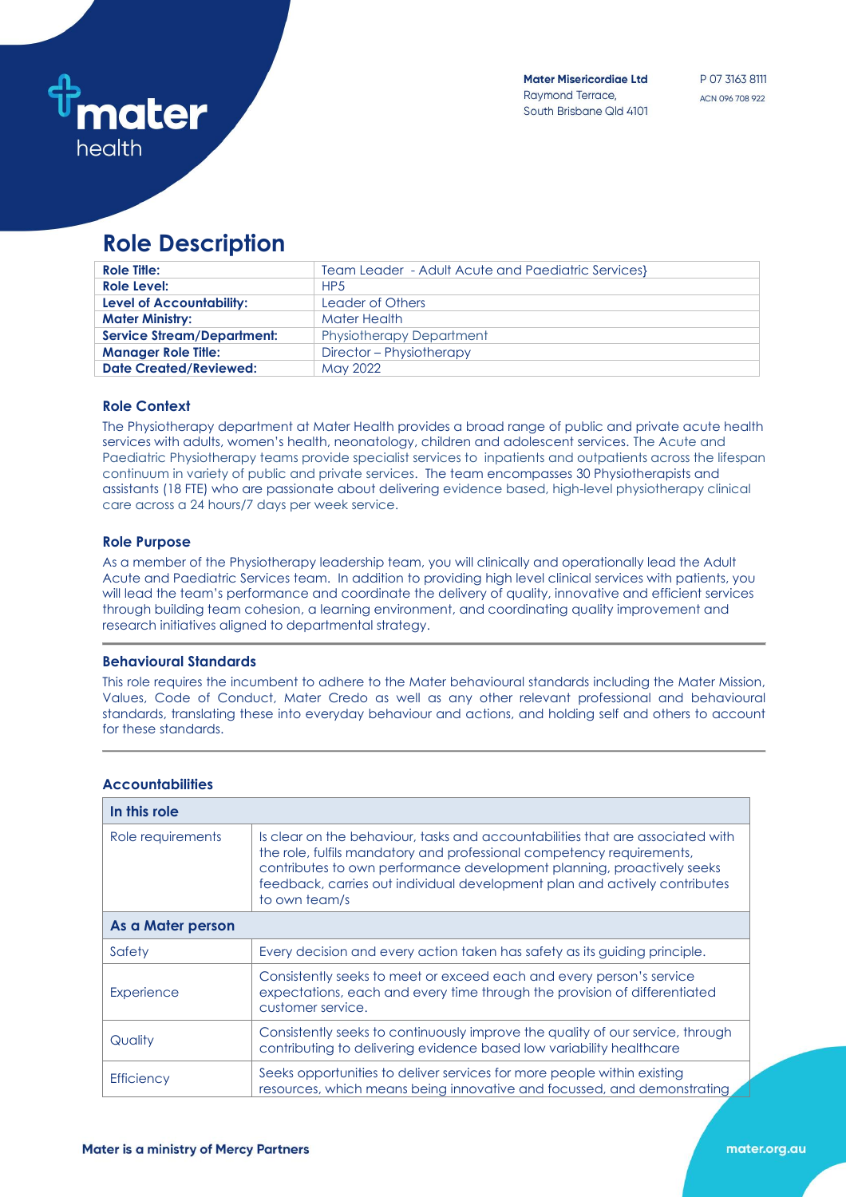Mater Misericordiae Ltd
Raymond Terrace,
South Brisbane Qld 4101

P 07 3163 8111
ACN 096 708 922

# Role Description

| | |
|---|---|
| **Role Title:** | Team Leader - Adult Acute and Paediatric Services} |
| **Role Level:** | HP5 |
| **Level of Accountability:** | Leader of Others |
| **Mater Ministry:** | Mater Health |
| **Service Stream/Department:** | Physiotherapy Department |
| **Manager Role Title:** | Director – Physiotherapy |
| **Date Created/Reviewed:** | May 2022 |

## Role Context

The Physiotherapy department at Mater Health provides a broad range of public and private acute health services with adults, women's health, neonatology, children and adolescent services. The Acute and Paediatric Physiotherapy teams provide specialist services to inpatients and outpatients across the lifespan continuum in variety of public and private services. The team encompasses 30 Physiotherapists and assistants (18 FTE) who are passionate about delivering evidence based, high-level physiotherapy clinical care across a 24 hours/7 days per week service.

## Role Purpose

As a member of the Physiotherapy leadership team, you will clinically and operationally lead the Adult Acute and Paediatric Services team. In addition to providing high level clinical services with patients, you will lead the team's performance and coordinate the delivery of quality, innovative and efficient services through building team cohesion, a learning environment, and coordinating quality improvement and research initiatives aligned to departmental strategy.

## Behavioural Standards

This role requires the incumbent to adhere to the Mater behavioural standards including the Mater Mission, Values, Code of Conduct, Mater Credo as well as any other relevant professional and behavioural standards, translating these into everyday behaviour and actions, and holding self and others to account for these standards.

## Accountabilities

| **In this role** | |
|---|---|
| Role requirements | Is clear on the behaviour, tasks and accountabilities that are associated with the role, fulfils mandatory and professional competency requirements, contributes to own performance development planning, proactively seeks feedback, carries out individual development plan and actively contributes to own team/s |
| **As a Mater person** | |
| Safety | Every decision and every action taken has safety as its guiding principle. |
| Experience | Consistently seeks to meet or exceed each and every person's service expectations, each and every time through the provision of differentiated customer service. |
| Quality | Consistently seeks to continuously improve the quality of our service, through contributing to delivering evidence based low variability healthcare |
| Efficiency | Seeks opportunities to deliver services for more people within existing resources, which means being innovative and focussed, and demonstrating |

Mater is a ministry of Mercy Partners

mater.org.au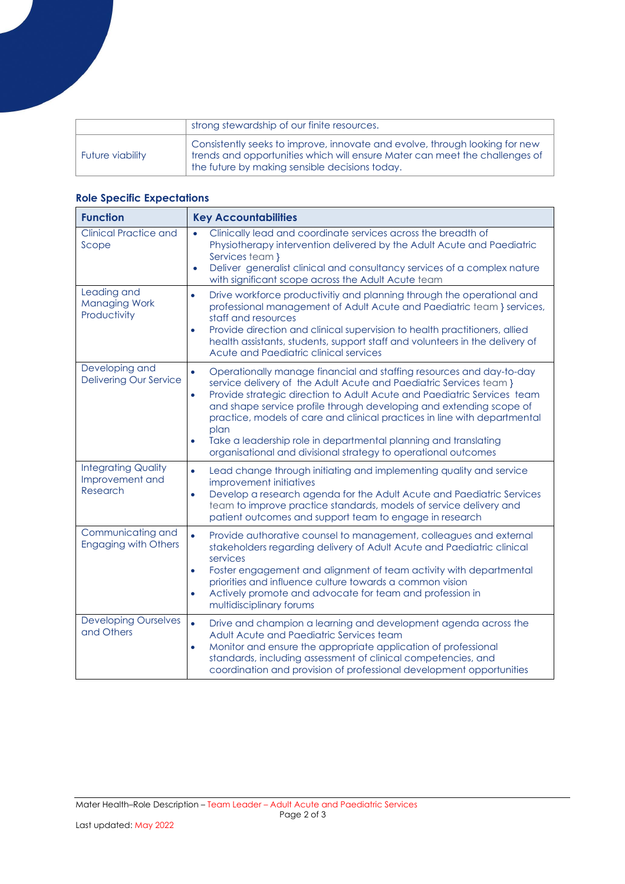| | |
|---|---|
| | strong stewardship of our finite resources. |
| Future viability | Consistently seeks to improve, innovate and evolve, through looking for new trends and opportunities which will ensure Mater can meet the challenges of the future by making sensible decisions today. |

## Role Specific Expectations

| Function | Key Accountabilities |
|---|---|
| Clinical Practice and Scope | • Clinically lead and coordinate services across the breadth of Physiotherapy intervention delivered by the Adult Acute and Paediatric Services team }<br>• Deliver generalist clinical and consultancy services of a complex nature with significant scope across the Adult Acute team |
| Leading and Managing Work Productivity | • Drive workforce productivitiy and planning through the operational and professional management of Adult Acute and Paediatric team } services, staff and resources<br>• Provide direction and clinical supervision to health practitioners, allied health assistants, students, support staff and volunteers in the delivery of Acute and Paediatric clinical services |
| Developing and Delivering Our Service | • Operationally manage financial and staffing resources and day-to-day service delivery of the Adult Acute and Paediatric Services team }<br>• Provide strategic direction to Adult Acute and Paediatric Services team and shape service profile through developing and extending scope of practice, models of care and clinical practices in line with departmental plan<br>• Take a leadership role in departmental planning and translating organisational and divisional strategy to operational outcomes |
| Integrating Quality Improvement and Research | • Lead change through initiating and implementing quality and service improvement initiatives<br>• Develop a research agenda for the Adult Acute and Paediatric Services team to improve practice standards, models of service delivery and patient outcomes and support team to engage in research |
| Communicating and Engaging with Others | • Provide authorative counsel to management, colleagues and external stakeholders regarding delivery of Adult Acute and Paediatric clinical services<br>• Foster engagement and alignment of team activity with departmental priorities and influence culture towards a common vision<br>• Actively promote and advocate for team and profession in multidisciplinary forums |
| Developing Ourselves and Others | • Drive and champion a learning and development agenda across the Adult Acute and Paediatric Services team<br>• Monitor and ensure the appropriate application of professional standards, including assessment of clinical competencies, and coordination and provision of professional development opportunities |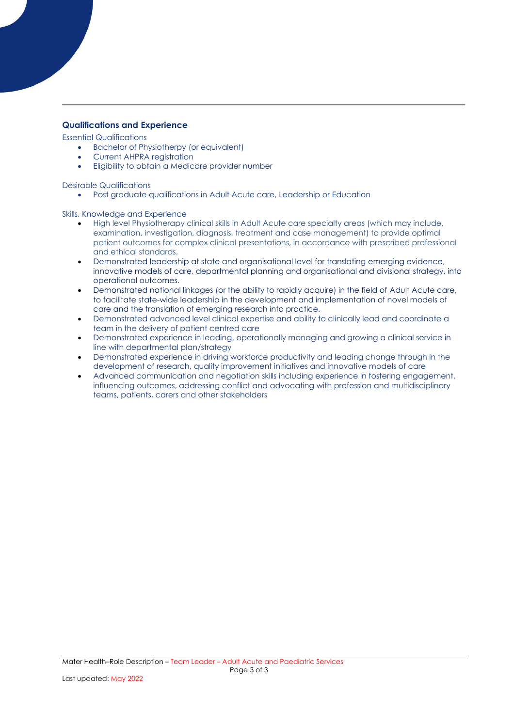## Qualifications and Experience

Essential Qualifications

- Bachelor of Physiotherpy (or equivalent)
- Current AHPRA registration
- Eligibility to obtain a Medicare provider number

Desirable Qualifications

- Post graduate qualifications in Adult Acute care, Leadership or Education

Skills, Knowledge and Experience

- High level Physiotherapy clinical skills in Adult Acute care specialty areas (which may include, examination, investigation, diagnosis, treatment and case management) to provide optimal patient outcomes for complex clinical presentations, in accordance with prescribed professional and ethical standards.
- Demonstrated leadership at state and organisational level for translating emerging evidence, innovative models of care, departmental planning and organisational and divisional strategy, into operational outcomes.
- Demonstrated national linkages (or the ability to rapidly acquire) in the field of Adult Acute care, to facilitate state-wide leadership in the development and implementation of novel models of care and the translation of emerging research into practice.
- Demonstrated advanced level clinical expertise and ability to clinically lead and coordinate a team in the delivery of patient centred care
- Demonstrated experience in leading, operationally managing and growing a clinical service in line with departmental plan/strategy
- Demonstrated experience in driving workforce productivity and leading change through in the development of research, quality improvement initiatives and innovative models of care
- Advanced communication and negotiation skills including experience in fostering engagement, influencing outcomes, addressing conflict and advocating with profession and multidisciplinary teams, patients, carers and other stakeholders

Last updated: May 2022